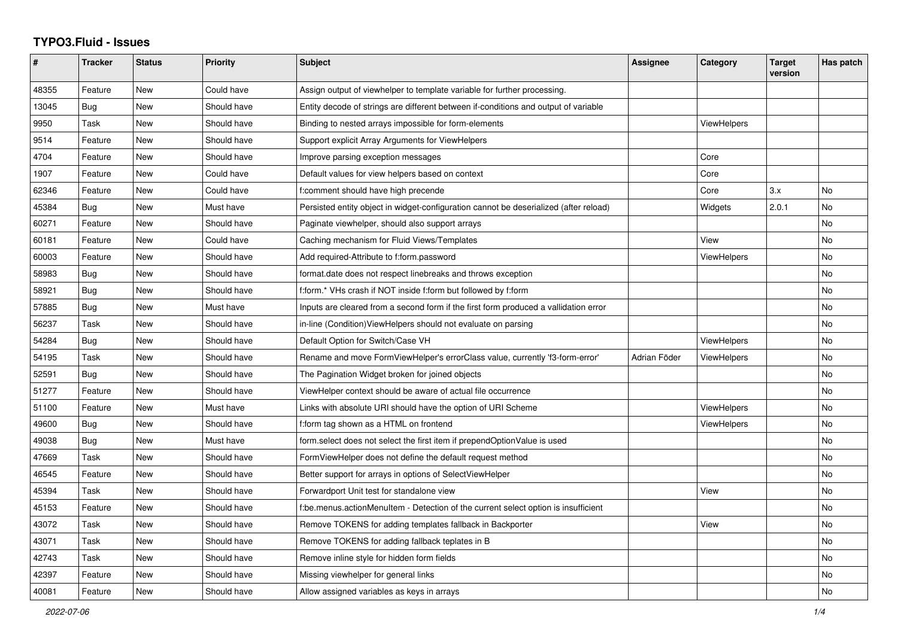# TYPO3.Fluid - Issues

| # | Tracker | Status | Priority | Subject | Assignee | Category | Target version | Has patch |
|---|---|---|---|---|---|---|---|---|
| 48355 | Feature | New | Could have | Assign output of viewhelper to template variable for further processing. | | | | |
| 13045 | Bug | New | Should have | Entity decode of strings are different between if-conditions and output of variable | | | | |
| 9950 | Task | New | Should have | Binding to nested arrays impossible for form-elements | | ViewHelpers | | |
| 9514 | Feature | New | Should have | Support explicit Array Arguments for ViewHelpers | | | | |
| 4704 | Feature | New | Should have | Improve parsing exception messages | | Core | | |
| 1907 | Feature | New | Could have | Default values for view helpers based on context | | Core | | |
| 62346 | Feature | New | Could have | f:comment should have high precende | | Core | 3.x | No |
| 45384 | Bug | New | Must have | Persisted entity object in widget-configuration cannot be deserialized (after reload) | | Widgets | 2.0.1 | No |
| 60271 | Feature | New | Should have | Paginate viewhelper, should also support arrays | | | | No |
| 60181 | Feature | New | Could have | Caching mechanism for Fluid Views/Templates | | View | | No |
| 60003 | Feature | New | Should have | Add required-Attribute to f:form.password | | ViewHelpers | | No |
| 58983 | Bug | New | Should have | format.date does not respect linebreaks and throws exception | | | | No |
| 58921 | Bug | New | Should have | f:form.* VHs crash if NOT inside f:form but followed by f:form | | | | No |
| 57885 | Bug | New | Must have | Inputs are cleared from a second form if the first form produced a vallidation error | | | | No |
| 56237 | Task | New | Should have | in-line (Condition)ViewHelpers should not evaluate on parsing | | | | No |
| 54284 | Bug | New | Should have | Default Option for Switch/Case VH | | ViewHelpers | | No |
| 54195 | Task | New | Should have | Rename and move FormViewHelper's errorClass value, currently 'f3-form-error' | Adrian Föder | ViewHelpers | | No |
| 52591 | Bug | New | Should have | The Pagination Widget broken for joined objects | | | | No |
| 51277 | Feature | New | Should have | ViewHelper context should be aware of actual file occurrence | | | | No |
| 51100 | Feature | New | Must have | Links with absolute URI should have the option of URI Scheme | | ViewHelpers | | No |
| 49600 | Bug | New | Should have | f:form tag shown as a HTML on frontend | | ViewHelpers | | No |
| 49038 | Bug | New | Must have | form.select does not select the first item if prependOptionValue is used | | | | No |
| 47669 | Task | New | Should have | FormViewHelper does not define the default request method | | | | No |
| 46545 | Feature | New | Should have | Better support for arrays in options of SelectViewHelper | | | | No |
| 45394 | Task | New | Should have | Forwardport Unit test for standalone view | | View | | No |
| 45153 | Feature | New | Should have | f:be.menus.actionMenuItem - Detection of the current select option is insufficient | | | | No |
| 43072 | Task | New | Should have | Remove TOKENS for adding templates fallback in Backporter | | View | | No |
| 43071 | Task | New | Should have | Remove TOKENS for adding fallback teplates in B | | | | No |
| 42743 | Task | New | Should have | Remove inline style for hidden form fields | | | | No |
| 42397 | Feature | New | Should have | Missing viewhelper for general links | | | | No |
| 40081 | Feature | New | Should have | Allow assigned variables as keys in arrays | | | | No |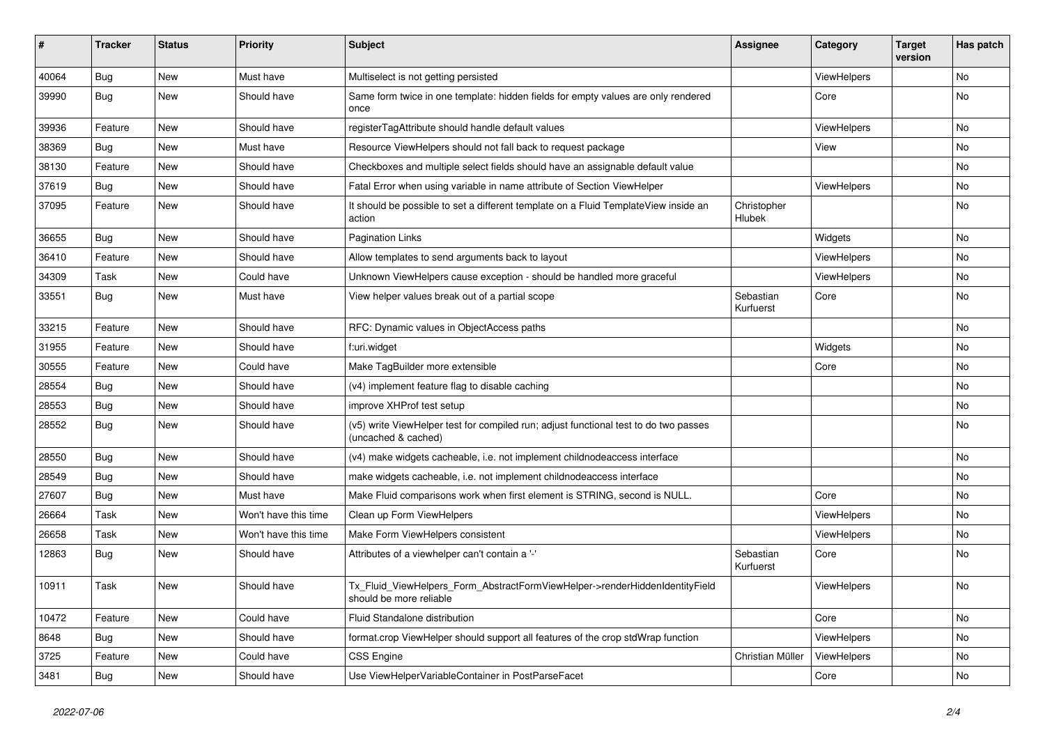| # | Tracker | Status | Priority | Subject | Assignee | Category | Target version | Has patch |
|---|---|---|---|---|---|---|---|---|
| 40064 | Bug | New | Must have | Multiselect is not getting persisted | | ViewHelpers | | No |
| 39990 | Bug | New | Should have | Same form twice in one template: hidden fields for empty values are only rendered once | | Core | | No |
| 39936 | Feature | New | Should have | registerTagAttribute should handle default values | | ViewHelpers | | No |
| 38369 | Bug | New | Must have | Resource ViewHelpers should not fall back to request package | | View | | No |
| 38130 | Feature | New | Should have | Checkboxes and multiple select fields should have an assignable default value | | | | No |
| 37619 | Bug | New | Should have | Fatal Error when using variable in name attribute of Section ViewHelper | | ViewHelpers | | No |
| 37095 | Feature | New | Should have | It should be possible to set a different template on a Fluid TemplateView inside an action | Christopher Hlubek | | | No |
| 36655 | Bug | New | Should have | Pagination Links | | Widgets | | No |
| 36410 | Feature | New | Should have | Allow templates to send arguments back to layout | | ViewHelpers | | No |
| 34309 | Task | New | Could have | Unknown ViewHelpers cause exception - should be handled more graceful | | ViewHelpers | | No |
| 33551 | Bug | New | Must have | View helper values break out of a partial scope | Sebastian Kurfuerst | Core | | No |
| 33215 | Feature | New | Should have | RFC: Dynamic values in ObjectAccess paths | | | | No |
| 31955 | Feature | New | Should have | f:uri.widget | | Widgets | | No |
| 30555 | Feature | New | Could have | Make TagBuilder more extensible | | Core | | No |
| 28554 | Bug | New | Should have | (v4) implement feature flag to disable caching | | | | No |
| 28553 | Bug | New | Should have | improve XHProf test setup | | | | No |
| 28552 | Bug | New | Should have | (v5) write ViewHelper test for compiled run; adjust functional test to do two passes (uncached & cached) | | | | No |
| 28550 | Bug | New | Should have | (v4) make widgets cacheable, i.e. not implement childnodeaccess interface | | | | No |
| 28549 | Bug | New | Should have | make widgets cacheable, i.e. not implement childnodeaccess interface | | | | No |
| 27607 | Bug | New | Must have | Make Fluid comparisons work when first element is STRING, second is NULL. | | Core | | No |
| 26664 | Task | New | Won't have this time | Clean up Form ViewHelpers | | ViewHelpers | | No |
| 26658 | Task | New | Won't have this time | Make Form ViewHelpers consistent | | ViewHelpers | | No |
| 12863 | Bug | New | Should have | Attributes of a viewhelper can't contain a '-' | Sebastian Kurfuerst | Core | | No |
| 10911 | Task | New | Should have | Tx_Fluid_ViewHelpers_Form_AbstractFormViewHelper->renderHiddenIdentityField should be more reliable | | ViewHelpers | | No |
| 10472 | Feature | New | Could have | Fluid Standalone distribution | | Core | | No |
| 8648 | Bug | New | Should have | format.crop ViewHelper should support all features of the crop stdWrap function | | ViewHelpers | | No |
| 3725 | Feature | New | Could have | CSS Engine | Christian Müller | ViewHelpers | | No |
| 3481 | Bug | New | Should have | Use ViewHelperVariableContainer in PostParseFacet | | Core | | No |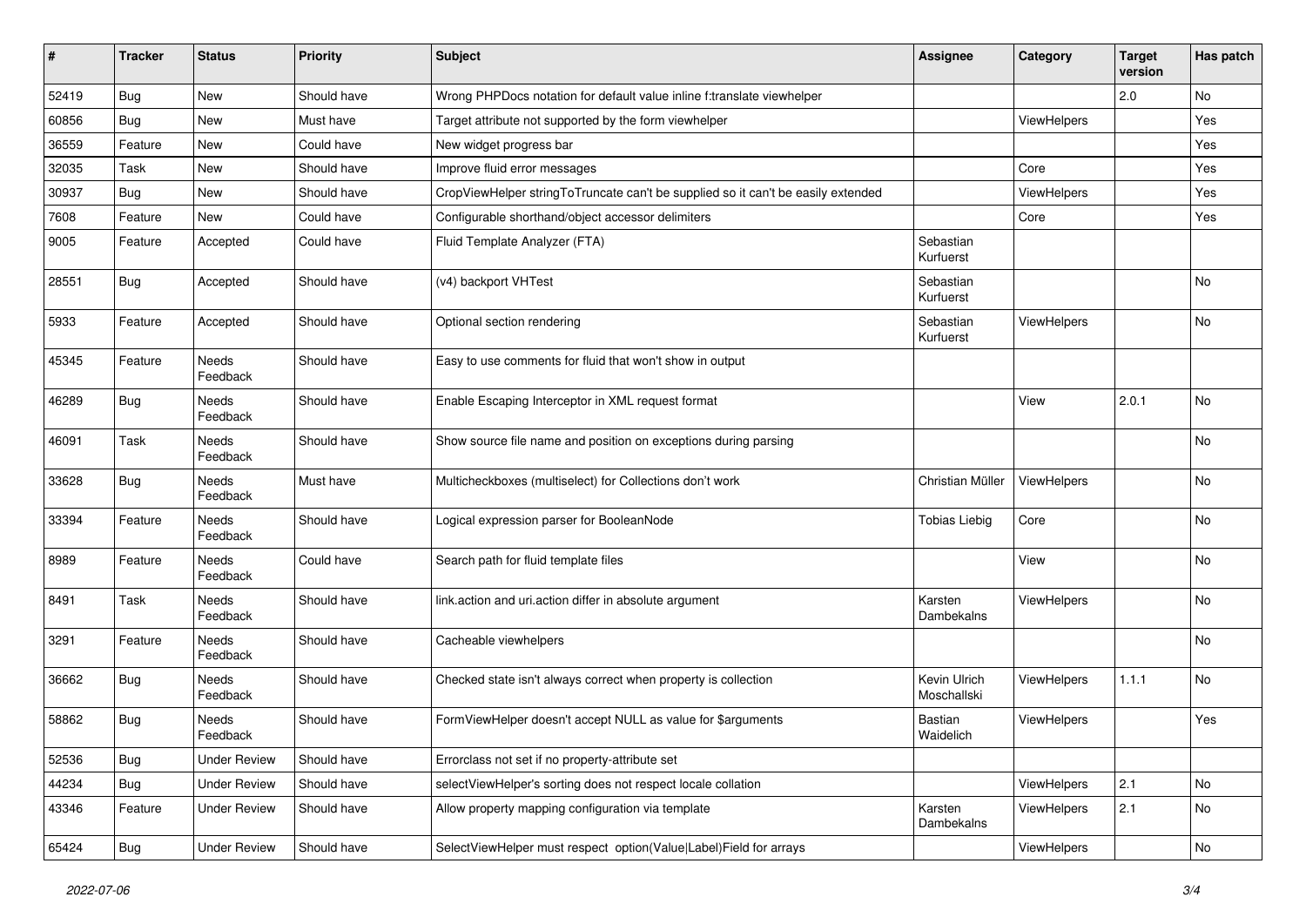| # | Tracker | Status | Priority | Subject | Assignee | Category | Target version | Has patch |
|---|---|---|---|---|---|---|---|---|
| 52419 | Bug | New | Should have | Wrong PHPDocs notation for default value inline f:translate viewhelper | | | 2.0 | No |
| 60856 | Bug | New | Must have | Target attribute not supported by the form viewhelper | | ViewHelpers | | Yes |
| 36559 | Feature | New | Could have | New widget progress bar | | | | Yes |
| 32035 | Task | New | Should have | Improve fluid error messages | | Core | | Yes |
| 30937 | Bug | New | Should have | CropViewHelper stringToTruncate can't be supplied so it can't be easily extended | | ViewHelpers | | Yes |
| 7608 | Feature | New | Could have | Configurable shorthand/object accessor delimiters | | Core | | Yes |
| 9005 | Feature | Accepted | Could have | Fluid Template Analyzer (FTA) | Sebastian Kurfuerst | | | |
| 28551 | Bug | Accepted | Should have | (v4) backport VHTest | Sebastian Kurfuerst | | | No |
| 5933 | Feature | Accepted | Should have | Optional section rendering | Sebastian Kurfuerst | ViewHelpers | | No |
| 45345 | Feature | Needs Feedback | Should have | Easy to use comments for fluid that won't show in output | | | | |
| 46289 | Bug | Needs Feedback | Should have | Enable Escaping Interceptor in XML request format | | View | 2.0.1 | No |
| 46091 | Task | Needs Feedback | Should have | Show source file name and position on exceptions during parsing | | | | No |
| 33628 | Bug | Needs Feedback | Must have | Multicheckboxes (multiselect) for Collections don't work | Christian Müller | ViewHelpers | | No |
| 33394 | Feature | Needs Feedback | Should have | Logical expression parser for BooleanNode | Tobias Liebig | Core | | No |
| 8989 | Feature | Needs Feedback | Could have | Search path for fluid template files | | View | | No |
| 8491 | Task | Needs Feedback | Should have | link.action and uri.action differ in absolute argument | Karsten Dambekalns | ViewHelpers | | No |
| 3291 | Feature | Needs Feedback | Should have | Cacheable viewhelpers | | | | No |
| 36662 | Bug | Needs Feedback | Should have | Checked state isn't always correct when property is collection | Kevin Ulrich Moschallski | ViewHelpers | 1.1.1 | No |
| 58862 | Bug | Needs Feedback | Should have | FormViewHelper doesn't accept NULL as value for $arguments | Bastian Waidelich | ViewHelpers | | Yes |
| 52536 | Bug | Under Review | Should have | Errorclass not set if no property-attribute set | | | | |
| 44234 | Bug | Under Review | Should have | selectViewHelper's sorting does not respect locale collation | | ViewHelpers | 2.1 | No |
| 43346 | Feature | Under Review | Should have | Allow property mapping configuration via template | Karsten Dambekalns | ViewHelpers | 2.1 | No |
| 65424 | Bug | Under Review | Should have | SelectViewHelper must respect option(Value\|Label)Field for arrays | | ViewHelpers | | No |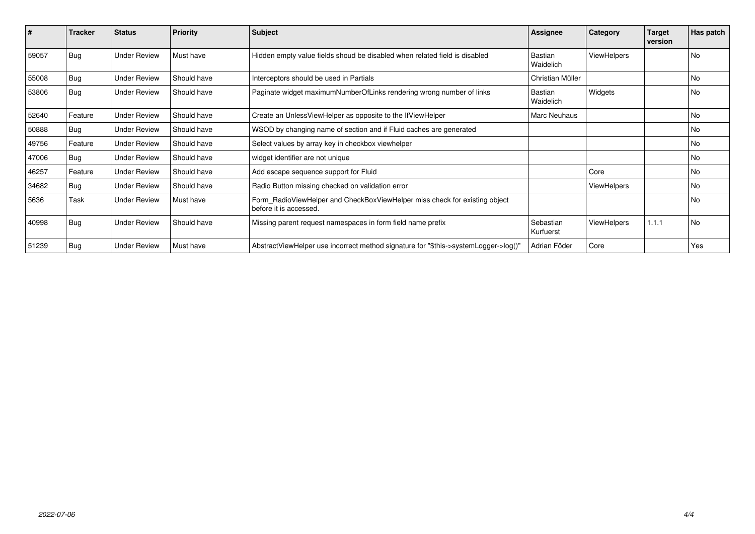| # | Tracker | Status | Priority | Subject | Assignee | Category | Target version | Has patch |
| --- | --- | --- | --- | --- | --- | --- | --- | --- |
| 59057 | Bug | Under Review | Must have | Hidden empty value fields shoud be disabled when related field is disabled | Bastian Waidelich | ViewHelpers | | No |
| 55008 | Bug | Under Review | Should have | Interceptors should be used in Partials | Christian Müller | | | No |
| 53806 | Bug | Under Review | Should have | Paginate widget maximumNumberOfLinks rendering wrong number of links | Bastian Waidelich | Widgets | | No |
| 52640 | Feature | Under Review | Should have | Create an UnlessViewHelper as opposite to the IfViewHelper | Marc Neuhaus | | | No |
| 50888 | Bug | Under Review | Should have | WSOD by changing name of section and if Fluid caches are generated | | | | No |
| 49756 | Feature | Under Review | Should have | Select values by array key in checkbox viewhelper | | | | No |
| 47006 | Bug | Under Review | Should have | widget identifier are not unique | | | | No |
| 46257 | Feature | Under Review | Should have | Add escape sequence support for Fluid | | Core | | No |
| 34682 | Bug | Under Review | Should have | Radio Button missing checked on validation error | | ViewHelpers | | No |
| 5636 | Task | Under Review | Must have | Form_RadioViewHelper and CheckBoxViewHelper miss check for existing object before it is accessed. | | | | No |
| 40998 | Bug | Under Review | Should have | Missing parent request namespaces in form field name prefix | Sebastian Kurfuerst | ViewHelpers | 1.1.1 | No |
| 51239 | Bug | Under Review | Must have | AbstractViewHelper use incorrect method signature for "$this->systemLogger->log()" | Adrian Föder | Core | | Yes |